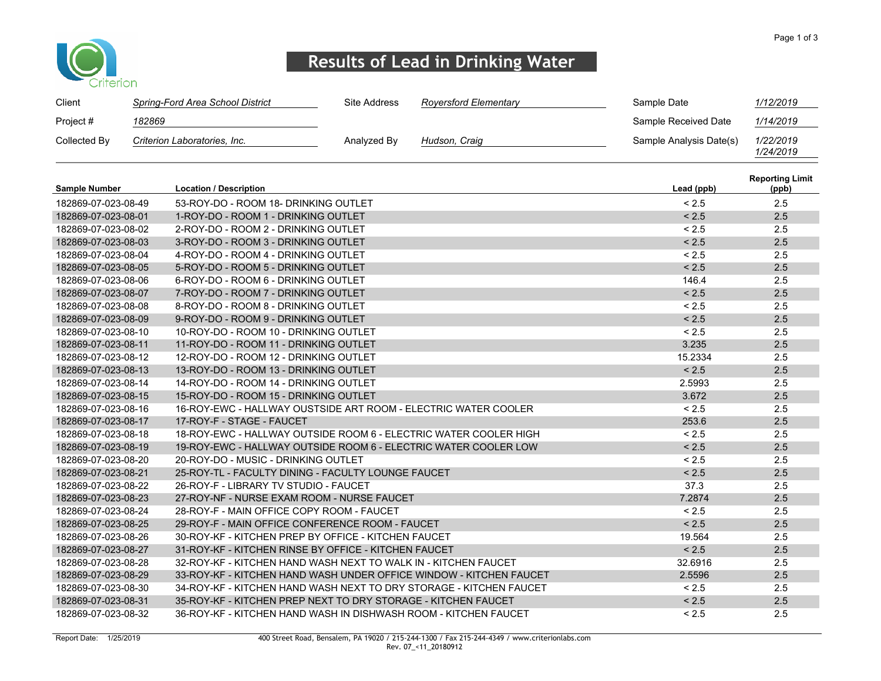Criterion

# Results of Lead in Drinking Water

| | | | | | |
|---|---|---|---|---|---|
| Client | *Spring-Ford Area School District* | Site Address | *Royersford Elementary* | Sample Date | *1/12/2019* |
| Project # | *182869* | | | Sample Received Date | *1/14/2019* |
| Collected By | *Criterion Laboratories, Inc.* | Analyzed By | *Hudson, Craig* | Sample Analysis Date(s) | *1/22/2019 1/24/2019* |

| Sample Number | Location / Description | Lead (ppb) | Reporting Limit (ppb) |
|---|---|---|---|
| 182869-07-023-08-49 | 53-ROY-DO - ROOM 18- DRINKING OUTLET | < 2.5 | 2.5 |
| 182869-07-023-08-01 | 1-ROY-DO - ROOM 1 - DRINKING OUTLET | < 2.5 | 2.5 |
| 182869-07-023-08-02 | 2-ROY-DO - ROOM 2 - DRINKING OUTLET | < 2.5 | 2.5 |
| 182869-07-023-08-03 | 3-ROY-DO - ROOM 3 - DRINKING OUTLET | < 2.5 | 2.5 |
| 182869-07-023-08-04 | 4-ROY-DO - ROOM 4 - DRINKING OUTLET | < 2.5 | 2.5 |
| 182869-07-023-08-05 | 5-ROY-DO - ROOM 5 - DRINKING OUTLET | < 2.5 | 2.5 |
| 182869-07-023-08-06 | 6-ROY-DO - ROOM 6 - DRINKING OUTLET | 146.4 | 2.5 |
| 182869-07-023-08-07 | 7-ROY-DO - ROOM 7 - DRINKING OUTLET | < 2.5 | 2.5 |
| 182869-07-023-08-08 | 8-ROY-DO - ROOM 8 - DRINKING OUTLET | < 2.5 | 2.5 |
| 182869-07-023-08-09 | 9-ROY-DO - ROOM 9 - DRINKING OUTLET | < 2.5 | 2.5 |
| 182869-07-023-08-10 | 10-ROY-DO - ROOM 10 - DRINKING OUTLET | < 2.5 | 2.5 |
| 182869-07-023-08-11 | 11-ROY-DO - ROOM 11 - DRINKING OUTLET | 3.235 | 2.5 |
| 182869-07-023-08-12 | 12-ROY-DO - ROOM 12 - DRINKING OUTLET | 15.2334 | 2.5 |
| 182869-07-023-08-13 | 13-ROY-DO - ROOM 13 - DRINKING OUTLET | < 2.5 | 2.5 |
| 182869-07-023-08-14 | 14-ROY-DO - ROOM 14 - DRINKING OUTLET | 2.5993 | 2.5 |
| 182869-07-023-08-15 | 15-ROY-DO - ROOM 15 - DRINKING OUTLET | 3.672 | 2.5 |
| 182869-07-023-08-16 | 16-ROY-EWC - HALLWAY OUSTSIDE ART ROOM - ELECTRIC WATER COOLER | < 2.5 | 2.5 |
| 182869-07-023-08-17 | 17-ROY-F - STAGE - FAUCET | 253.6 | 2.5 |
| 182869-07-023-08-18 | 18-ROY-EWC - HALLWAY OUTSIDE ROOM 6 - ELECTRIC WATER COOLER HIGH | < 2.5 | 2.5 |
| 182869-07-023-08-19 | 19-ROY-EWC - HALLWAY OUTSIDE ROOM 6 - ELECTRIC WATER COOLER LOW | < 2.5 | 2.5 |
| 182869-07-023-08-20 | 20-ROY-DO - MUSIC - DRINKING OUTLET | < 2.5 | 2.5 |
| 182869-07-023-08-21 | 25-ROY-TL - FACULTY DINING - FACULTY LOUNGE FAUCET | < 2.5 | 2.5 |
| 182869-07-023-08-22 | 26-ROY-F - LIBRARY TV STUDIO - FAUCET | 37.3 | 2.5 |
| 182869-07-023-08-23 | 27-ROY-NF - NURSE EXAM ROOM - NURSE FAUCET | 7.2874 | 2.5 |
| 182869-07-023-08-24 | 28-ROY-F - MAIN OFFICE COPY ROOM - FAUCET | < 2.5 | 2.5 |
| 182869-07-023-08-25 | 29-ROY-F - MAIN OFFICE CONFERENCE ROOM - FAUCET | < 2.5 | 2.5 |
| 182869-07-023-08-26 | 30-ROY-KF - KITCHEN PREP BY OFFICE - KITCHEN FAUCET | 19.564 | 2.5 |
| 182869-07-023-08-27 | 31-ROY-KF - KITCHEN RINSE BY OFFICE - KITCHEN FAUCET | < 2.5 | 2.5 |
| 182869-07-023-08-28 | 32-ROY-KF - KITCHEN HAND WASH NEXT TO WALK IN - KITCHEN FAUCET | 32.6916 | 2.5 |
| 182869-07-023-08-29 | 33-ROY-KF - KITCHEN HAND WASH UNDER OFFICE WINDOW - KITCHEN FAUCET | 2.5596 | 2.5 |
| 182869-07-023-08-30 | 34-ROY-KF - KITCHEN HAND WASH NEXT TO DRY STORAGE - KITCHEN FAUCET | < 2.5 | 2.5 |
| 182869-07-023-08-31 | 35-ROY-KF - KITCHEN PREP NEXT TO DRY STORAGE - KITCHEN FAUCET | < 2.5 | 2.5 |
| 182869-07-023-08-32 | 36-ROY-KF - KITCHEN HAND WASH IN DISHWASH ROOM - KITCHEN FAUCET | < 2.5 | 2.5 |

Report Date: 1/25/2019

400 Street Road, Bensalem, PA 19020 / 215-244-1300 / Fax 215-244-4349 / www.criterionlabs.com
Rev. 07_<11_20180912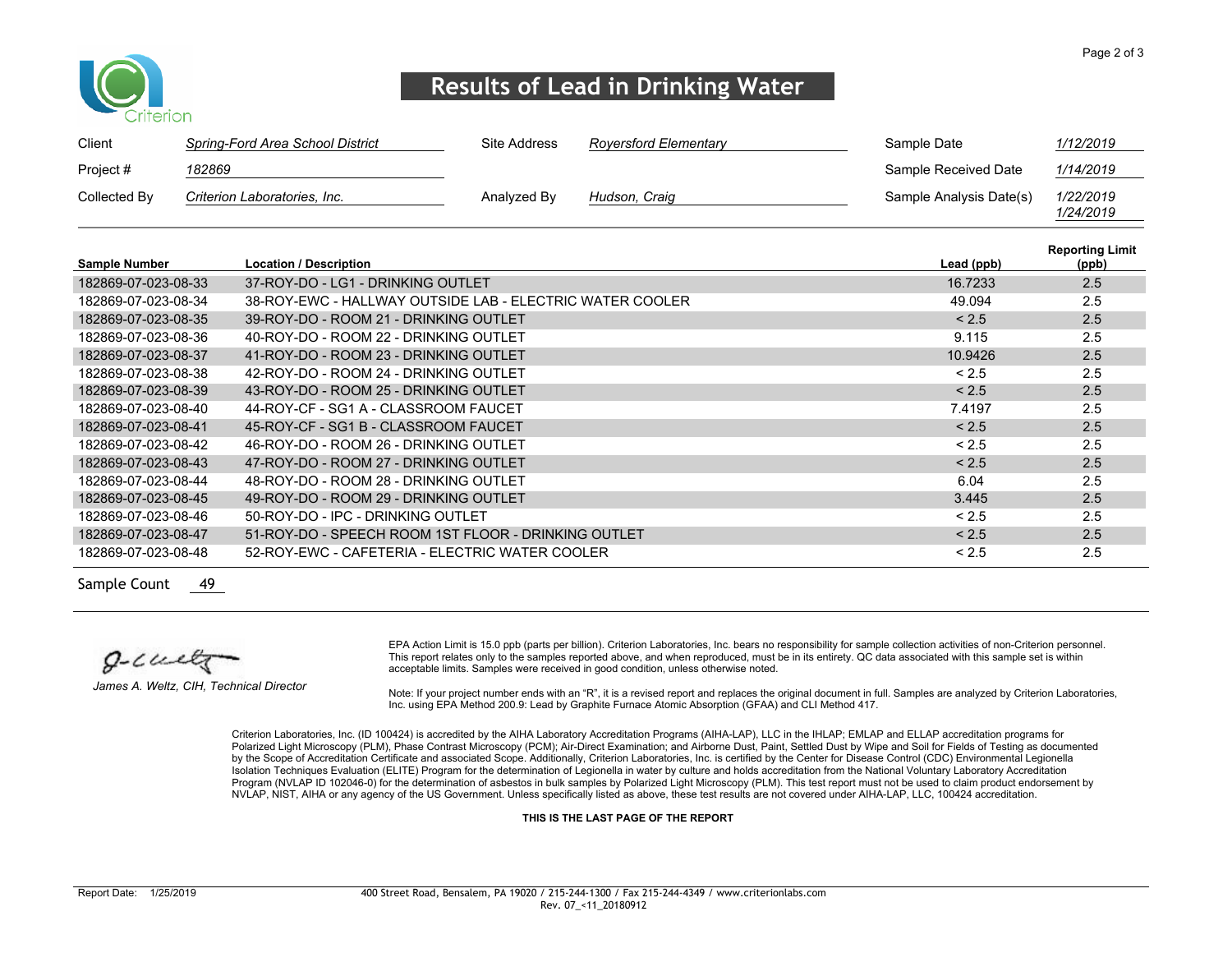# Results of Lead in Drinking Water

| | | | | | |
|---|---|---|---|---|---|
| Client | *Spring-Ford Area School District* | Site Address | *Royersford Elementary* | Sample Date | *1/12/2019* |
| Project # | *182869* | | | Sample Received Date | *1/14/2019* |
| Collected By | *Criterion Laboratories, Inc.* | Analyzed By | *Hudson, Craig* | Sample Analysis Date(s) | *1/22/2019* *1/24/2019* |

| Sample Number | Location / Description | Lead (ppb) | Reporting Limit (ppb) |
|---|---|---|---|
| 182869-07-023-08-33 | 37-ROY-DO - LG1 - DRINKING OUTLET | 16.7233 | 2.5 |
| 182869-07-023-08-34 | 38-ROY-EWC - HALLWAY OUTSIDE LAB - ELECTRIC WATER COOLER | 49.094 | 2.5 |
| 182869-07-023-08-35 | 39-ROY-DO - ROOM 21 - DRINKING OUTLET | < 2.5 | 2.5 |
| 182869-07-023-08-36 | 40-ROY-DO - ROOM 22 - DRINKING OUTLET | 9.115 | 2.5 |
| 182869-07-023-08-37 | 41-ROY-DO - ROOM 23 - DRINKING OUTLET | 10.9426 | 2.5 |
| 182869-07-023-08-38 | 42-ROY-DO - ROOM 24 - DRINKING OUTLET | < 2.5 | 2.5 |
| 182869-07-023-08-39 | 43-ROY-DO - ROOM 25 - DRINKING OUTLET | < 2.5 | 2.5 |
| 182869-07-023-08-40 | 44-ROY-CF - SG1 A - CLASSROOM FAUCET | 7.4197 | 2.5 |
| 182869-07-023-08-41 | 45-ROY-CF - SG1 B - CLASSROOM FAUCET | < 2.5 | 2.5 |
| 182869-07-023-08-42 | 46-ROY-DO - ROOM 26 - DRINKING OUTLET | < 2.5 | 2.5 |
| 182869-07-023-08-43 | 47-ROY-DO - ROOM 27 - DRINKING OUTLET | < 2.5 | 2.5 |
| 182869-07-023-08-44 | 48-ROY-DO - ROOM 28 - DRINKING OUTLET | 6.04 | 2.5 |
| 182869-07-023-08-45 | 49-ROY-DO - ROOM 29 - DRINKING OUTLET | 3.445 | 2.5 |
| 182869-07-023-08-46 | 50-ROY-DO - IPC - DRINKING OUTLET | < 2.5 | 2.5 |
| 182869-07-023-08-47 | 51-ROY-DO - SPEECH ROOM 1ST FLOOR - DRINKING OUTLET | < 2.5 | 2.5 |
| 182869-07-023-08-48 | 52-ROY-EWC - CAFETERIA - ELECTRIC WATER COOLER | < 2.5 | 2.5 |

Sample Count 49

*James A. Weltz, CIH, Technical Director*

EPA Action Limit is 15.0 ppb (parts per billion). Criterion Laboratories, Inc. bears no responsibility for sample collection activities of non-Criterion personnel. This report relates only to the samples reported above, and when reproduced, must be in its entirety. QC data associated with this sample set is within acceptable limits. Samples were received in good condition, unless otherwise noted.

Note: If your project number ends with an "R", it is a revised report and replaces the original document in full. Samples are analyzed by Criterion Laboratories, Inc. using EPA Method 200.9: Lead by Graphite Furnace Atomic Absorption (GFAA) and CLI Method 417.

Criterion Laboratories, Inc. (ID 100424) is accredited by the AIHA Laboratory Accreditation Programs (AIHA-LAP), LLC in the IHLAP; EMLAP and ELLAP accreditation programs for Polarized Light Microscopy (PLM), Phase Contrast Microscopy (PCM); Air-Direct Examination; and Airborne Dust, Paint, Settled Dust by Wipe and Soil for Fields of Testing as documented by the Scope of Accreditation Certificate and associated Scope. Additionally, Criterion Laboratories, Inc. is certified by the Center for Disease Control (CDC) Environmental Legionella Isolation Techniques Evaluation (ELITE) Program for the determination of Legionella in water by culture and holds accreditation from the National Voluntary Laboratory Accreditation Program (NVLAP ID 102046-0) for the determination of asbestos in bulk samples by Polarized Light Microscopy (PLM). This test report must not be used to claim product endorsement by NVLAP, NIST, AIHA or any agency of the US Government. Unless specifically listed as above, these test results are not covered under AIHA-LAP, LLC, 100424 accreditation.

**THIS IS THE LAST PAGE OF THE REPORT**

Report Date: 1/25/2019

400 Street Road, Bensalem, PA 19020 / 215-244-1300 / Fax 215-244-4349 / www.criterionlabs.com
Rev. 07_<11_20180912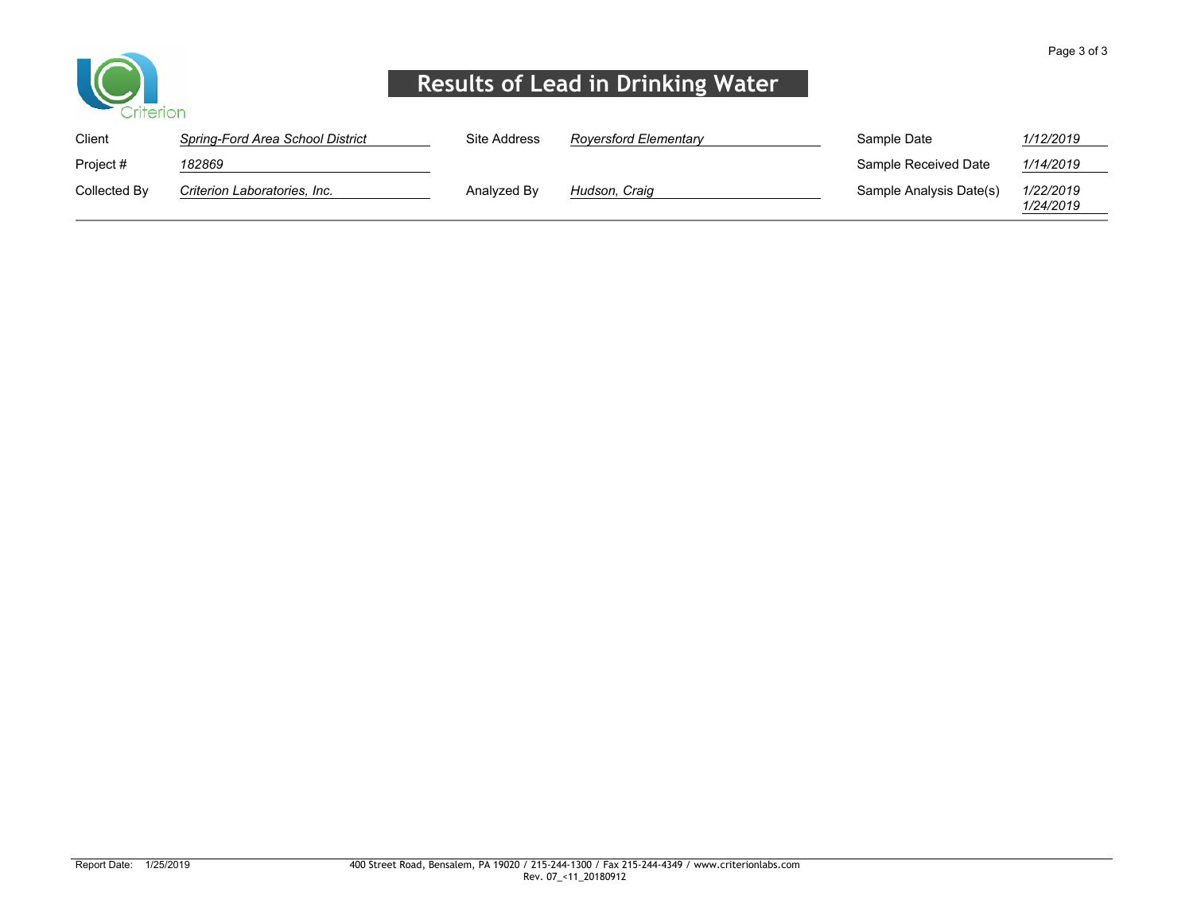Criterion

# Results of Lead in Drinking Water

| | | | | | |
|---|---|---|---|---|---|
| Client | *Spring-Ford Area School District* | Site Address | *Royersford Elementary* | Sample Date | *1/12/2019* |
| Project # | *182869* | | | Sample Received Date | *1/14/2019* |
| Collected By | *Criterion Laboratories, Inc.* | Analyzed By | *Hudson, Craig* | Sample Analysis Date(s) | *1/22/2019* *1/24/2019* |

Report Date: 1/25/2019

400 Street Road, Bensalem, PA 19020 / 215-244-1300 / Fax 215-244-4349 / www.criterionlabs.com
Rev. 07_<11_20180912